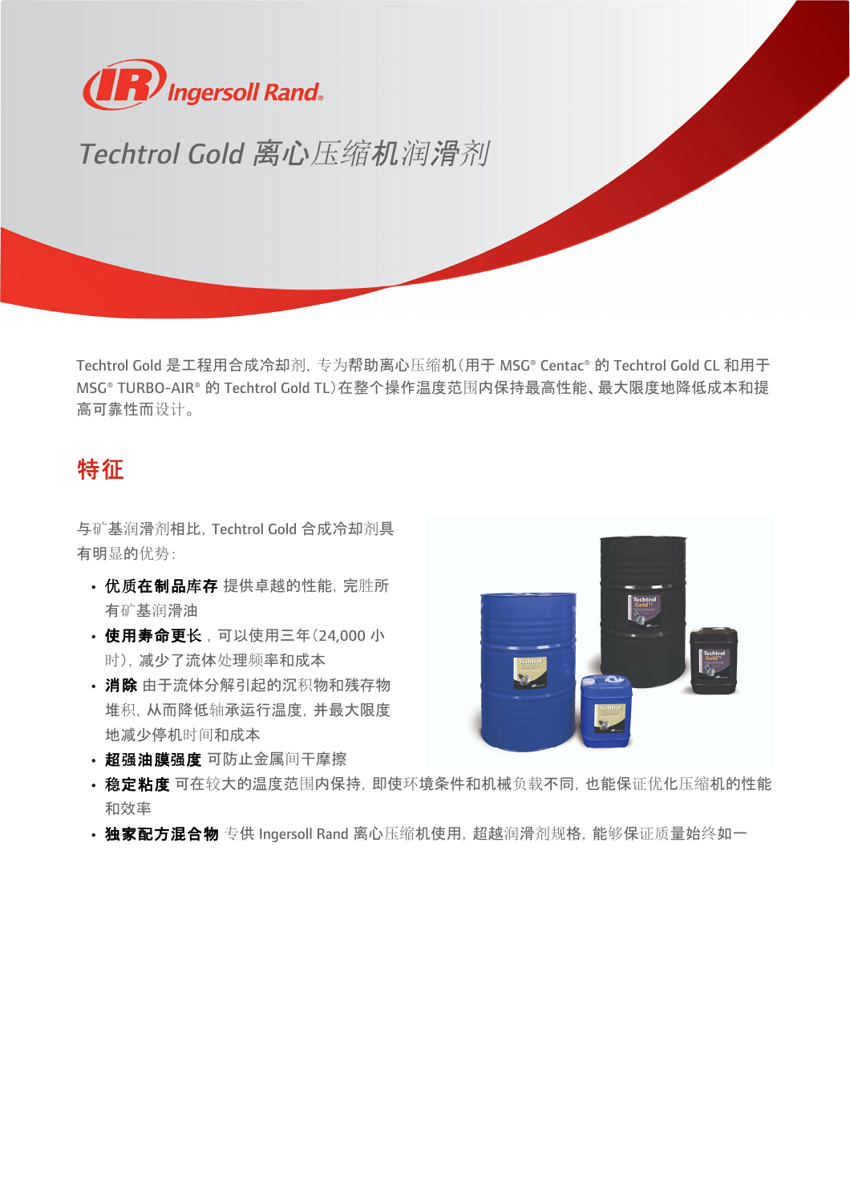Ingersoll Rand

# Techtrol Gold 离心压缩机润滑剂

Techtrol Gold 是工程用合成冷却剂，专为帮助离心压缩机（用于 MSG® Centac® 的 Techtrol Gold CL 和用于 MSG® TURBO-AIR® 的 Techtrol Gold TL）在整个操作温度范围内保持最高性能、最大限度地降低成本和提高可靠性而设计。

## 特征

与矿基润滑剂相比，Techtrol Gold 合成冷却剂具有明显的优势：

- **优质在制品库存** 提供卓越的性能，完胜所有矿基润滑油
- **使用寿命更长**，可以使用三年（24,000 小时），减少了流体处理频率和成本
- **消除** 由于流体分解引起的沉积物和残存物堆积，从而降低轴承运行温度，并最大限度地减少停机时间和成本
- **超强油膜强度** 可防止金属间干摩擦
- **稳定粘度** 可在较大的温度范围内保持，即使环境条件和机械负载不同，也能保证优化压缩机的性能和效率
- **独家配方混合物** 专供 Ingersoll Rand 离心压缩机使用，超越润滑剂规格，能够保证质量始终如一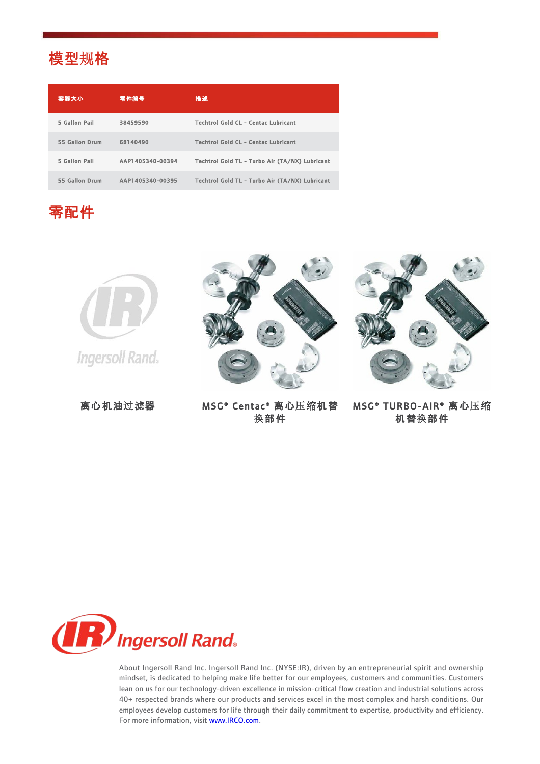## 模型规格

| 容器大小 | 零件编号 | 描述 |
|---|---|---|
| 5 Gallon Pail | 38459590 | Techtrol Gold CL - Centac Lubricant |
| 55 Gallon Drum | 68140490 | Techtrol Gold CL - Centac Lubricant |
| 5 Gallon Pail | AAP1405340-00394 | Techtrol Gold TL - Turbo Air (TA/NX) Lubricant |
| 55 Gallon Drum | AAP1405340-00395 | Techtrol Gold TL - Turbo Air (TA/NX) Lubricant |

## 零配件

**离心机油过滤器**

**MSG® Centac® 离心压缩机替换部件**

**MSG® TURBO-AIR® 离心压缩机替换部件**

About Ingersoll Rand Inc. Ingersoll Rand Inc. (NYSE:IR), driven by an entrepreneurial spirit and ownership mindset, is dedicated to helping make life better for our employees, customers and communities. Customers lean on us for our technology-driven excellence in mission-critical flow creation and industrial solutions across 40+ respected brands where our products and services excel in the most complex and harsh conditions. Our employees develop customers for life through their daily commitment to expertise, productivity and efficiency. For more information, visit [www.IRCO.com](www.IRCO.com).